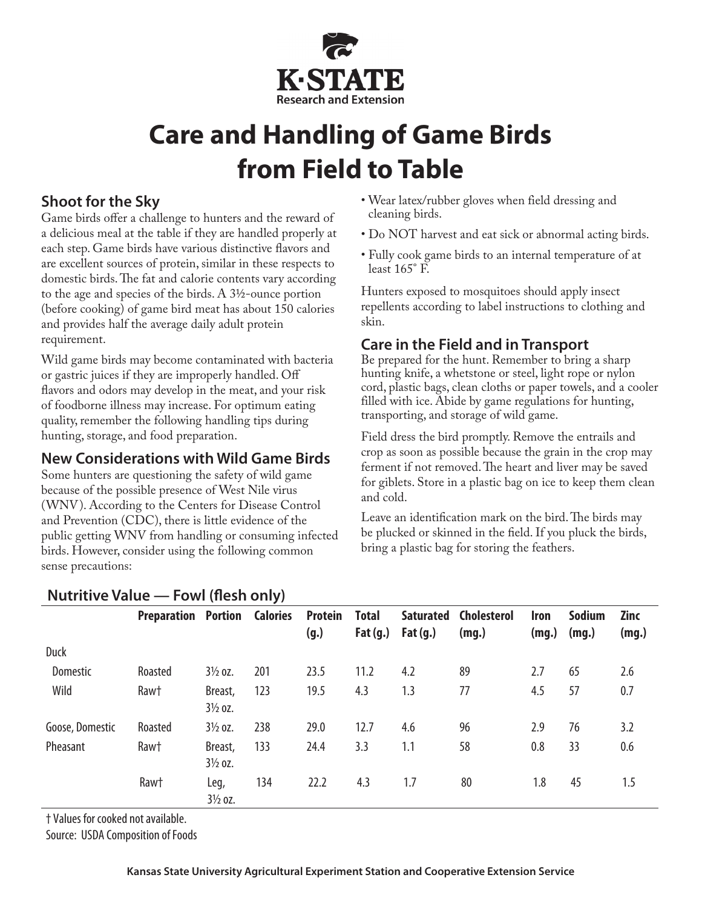K·STATE Research and Extension

# Care and Handling of Game Birds from Field to Table

## Shoot for the Sky

Game birds offer a challenge to hunters and the reward of a delicious meal at the table if they are handled properly at each step. Game birds have various distinctive flavors and are excellent sources of protein, similar in these respects to domestic birds. The fat and calorie contents vary according to the age and species of the birds. A 3½-ounce portion (before cooking) of game bird meat has about 150 calories and provides half the average daily adult protein requirement.

Wild game birds may become contaminated with bacteria or gastric juices if they are improperly handled. Off flavors and odors may develop in the meat, and your risk of foodborne illness may increase. For optimum eating quality, remember the following handling tips during hunting, storage, and food preparation.

## New Considerations with Wild Game Birds

Some hunters are questioning the safety of wild game because of the possible presence of West Nile virus (WNV). According to the Centers for Disease Control and Prevention (CDC), there is little evidence of the public getting WNV from handling or consuming infected birds. However, consider using the following common sense precautions:

- Wear latex/rubber gloves when field dressing and cleaning birds.
- Do NOT harvest and eat sick or abnormal acting birds.
- Fully cook game birds to an internal temperature of at least 165° F.

Hunters exposed to mosquitoes should apply insect repellents according to label instructions to clothing and skin.

## Care in the Field and in Transport

Be prepared for the hunt. Remember to bring a sharp hunting knife, a whetstone or steel, light rope or nylon cord, plastic bags, clean cloths or paper towels, and a cooler filled with ice. Abide by game regulations for hunting, transporting, and storage of wild game.

Field dress the bird promptly. Remove the entrails and crop as soon as possible because the grain in the crop may ferment if not removed. The heart and liver may be saved for giblets. Store in a plastic bag on ice to keep them clean and cold.

Leave an identification mark on the bird. The birds may be plucked or skinned in the field. If you pluck the birds, bring a plastic bag for storing the feathers.

### Nutritive Value — Fowl (flesh only)

| | Preparation | Portion | Calories | Protein (g.) | Total Fat (g.) | Saturated Fat (g.) | Cholesterol (mg.) | Iron (mg.) | Sodium (mg.) | Zinc (mg.) |
|---|---|---|---|---|---|---|---|---|---|---|
| Duck | | | | | | | | | | |
| Domestic | Roasted | 3½ oz. | 201 | 23.5 | 11.2 | 4.2 | 89 | 2.7 | 65 | 2.6 |
| Wild | Raw† | Breast, 3½ oz. | 123 | 19.5 | 4.3 | 1.3 | 77 | 4.5 | 57 | 0.7 |
| Goose, Domestic | Roasted | 3½ oz. | 238 | 29.0 | 12.7 | 4.6 | 96 | 2.9 | 76 | 3.2 |
| Pheasant | Raw† | Breast, 3½ oz. | 133 | 24.4 | 3.3 | 1.1 | 58 | 0.8 | 33 | 0.6 |
| | Raw† | Leg, 3½ oz. | 134 | 22.2 | 4.3 | 1.7 | 80 | 1.8 | 45 | 1.5 |

† Values for cooked not available.
Source: USDA Composition of Foods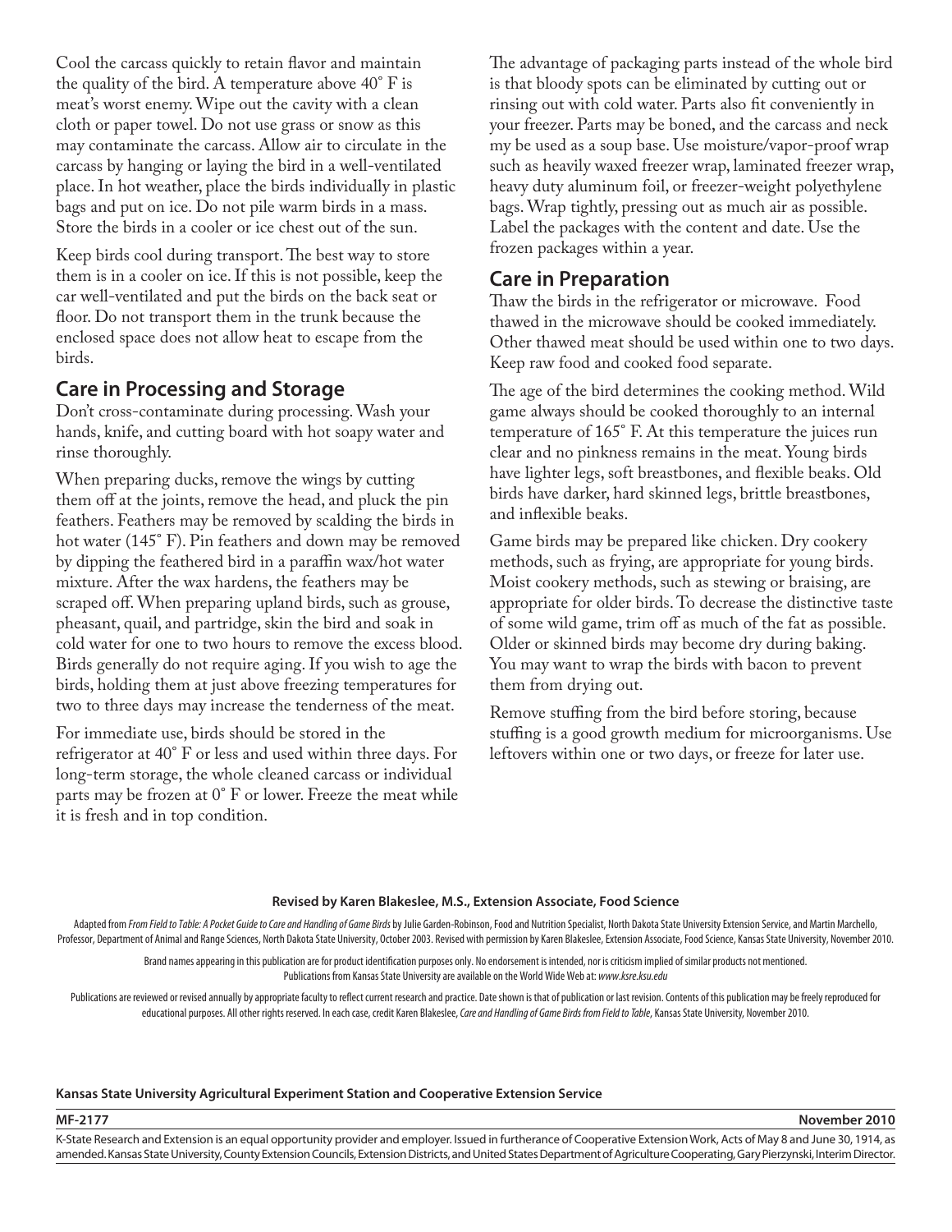Cool the carcass quickly to retain flavor and maintain the quality of the bird. A temperature above 40˚ F is meat's worst enemy. Wipe out the cavity with a clean cloth or paper towel. Do not use grass or snow as this may contaminate the carcass. Allow air to circulate in the carcass by hanging or laying the bird in a well-ventilated place. In hot weather, place the birds individually in plastic bags and put on ice. Do not pile warm birds in a mass. Store the birds in a cooler or ice chest out of the sun.

Keep birds cool during transport. The best way to store them is in a cooler on ice. If this is not possible, keep the car well-ventilated and put the birds on the back seat or floor. Do not transport them in the trunk because the enclosed space does not allow heat to escape from the birds.

## Care in Processing and Storage

Don't cross-contaminate during processing. Wash your hands, knife, and cutting board with hot soapy water and rinse thoroughly.

When preparing ducks, remove the wings by cutting them off at the joints, remove the head, and pluck the pin feathers. Feathers may be removed by scalding the birds in hot water (145˚ F). Pin feathers and down may be removed by dipping the feathered bird in a paraffin wax/hot water mixture. After the wax hardens, the feathers may be scraped off. When preparing upland birds, such as grouse, pheasant, quail, and partridge, skin the bird and soak in cold water for one to two hours to remove the excess blood. Birds generally do not require aging. If you wish to age the birds, holding them at just above freezing temperatures for two to three days may increase the tenderness of the meat.

For immediate use, birds should be stored in the refrigerator at 40˚ F or less and used within three days. For long-term storage, the whole cleaned carcass or individual parts may be frozen at 0˚ F or lower. Freeze the meat while it is fresh and in top condition.

The advantage of packaging parts instead of the whole bird is that bloody spots can be eliminated by cutting out or rinsing out with cold water. Parts also fit conveniently in your freezer. Parts may be boned, and the carcass and neck my be used as a soup base. Use moisture/vapor-proof wrap such as heavily waxed freezer wrap, laminated freezer wrap, heavy duty aluminum foil, or freezer-weight polyethylene bags. Wrap tightly, pressing out as much air as possible. Label the packages with the content and date. Use the frozen packages within a year.

## Care in Preparation

Thaw the birds in the refrigerator or microwave. Food thawed in the microwave should be cooked immediately. Other thawed meat should be used within one to two days. Keep raw food and cooked food separate.

The age of the bird determines the cooking method. Wild game always should be cooked thoroughly to an internal temperature of 165˚ F. At this temperature the juices run clear and no pinkness remains in the meat. Young birds have lighter legs, soft breastbones, and flexible beaks. Old birds have darker, hard skinned legs, brittle breastbones, and inflexible beaks.

Game birds may be prepared like chicken. Dry cookery methods, such as frying, are appropriate for young birds. Moist cookery methods, such as stewing or braising, are appropriate for older birds. To decrease the distinctive taste of some wild game, trim off as much of the fat as possible. Older or skinned birds may become dry during baking. You may want to wrap the birds with bacon to prevent them from drying out.

Remove stuffing from the bird before storing, because stuffing is a good growth medium for microorganisms. Use leftovers within one or two days, or freeze for later use.

**Revised by Karen Blakeslee, M.S., Extension Associate, Food Science**

Adapted from *From Field to Table: A Pocket Guide to Care and Handling of Game Birds* by Julie Garden-Robinson, Food and Nutrition Specialist, North Dakota State University Extension Service, and Martin Marchello, Professor, Department of Animal and Range Sciences, North Dakota State University, October 2003. Revised with permission by Karen Blakeslee, Extension Associate, Food Science, Kansas State University, November 2010.

Brand names appearing in this publication are for product identification purposes only. No endorsement is intended, nor is criticism implied of similar products not mentioned. Publications from Kansas State University are available on the World Wide Web at: *www.ksre.ksu.edu*

Publications are reviewed or revised annually by appropriate faculty to reflect current research and practice. Date shown is that of publication or last revision. Contents of this publication may be freely reproduced for educational purposes. All other rights reserved. In each case, credit Karen Blakeslee, *Care and Handling of Game Birds from Field to Table*, Kansas State University, November 2010.

**Kansas State University Agricultural Experiment Station and Cooperative Extension Service**

**MF-2177** **November 2010**

K-State Research and Extension is an equal opportunity provider and employer. Issued in furtherance of Cooperative Extension Work, Acts of May 8 and June 30, 1914, as amended. Kansas State University, County Extension Councils, Extension Districts, and United States Department of Agriculture Cooperating, Gary Pierzynski, Interim Director.